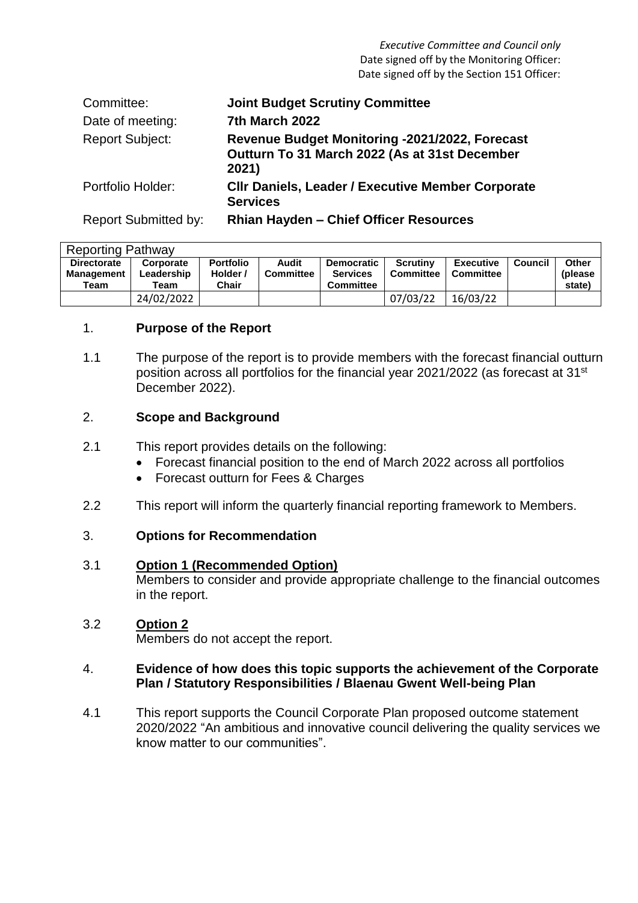*Executive Committee and Council only*
Date signed off by the Monitoring Officer:
Date signed off by the Section 151 Officer:

| | |
|---|---|
| Committee: | **Joint Budget Scrutiny Committee** |
| Date of meeting: | **7th March 2022** |
| Report Subject: | **Revenue Budget Monitoring -2021/2022, Forecast Outturn To 31 March 2022 (As at 31st December 2021)** |
| Portfolio Holder: | **Cllr Daniels, Leader / Executive Member Corporate Services** |
| Report Submitted by: | **Rhian Hayden – Chief Officer Resources** |

| Reporting Pathway | | | | | | | | |
|---|---|---|---|---|---|---|---|---|
| **Directorate Management Team** | **Corporate Leadership Team** | **Portfolio Holder / Chair** | **Audit Committee** | **Democratic Services Committee** | **Scrutiny Committee** | **Executive Committee** | **Council** | **Other (please state)** |
| | 24/02/2022 | | | | 07/03/22 | 16/03/22 | | |

## 1. Purpose of the Report

1.1 The purpose of the report is to provide members with the forecast financial outturn position across all portfolios for the financial year 2021/2022 (as forecast at 31st December 2022).

## 2. Scope and Background

2.1 This report provides details on the following:

- Forecast financial position to the end of March 2022 across all portfolios
- Forecast outturn for Fees & Charges

2.2 This report will inform the quarterly financial reporting framework to Members.

## 3. Options for Recommendation

3.1 **Option 1 (Recommended Option)**
Members to consider and provide appropriate challenge to the financial outcomes in the report.

3.2 **Option 2**
Members do not accept the report.

## 4. Evidence of how does this topic supports the achievement of the Corporate Plan / Statutory Responsibilities / Blaenau Gwent Well-being Plan

4.1 This report supports the Council Corporate Plan proposed outcome statement 2020/2022 "An ambitious and innovative council delivering the quality services we know matter to our communities".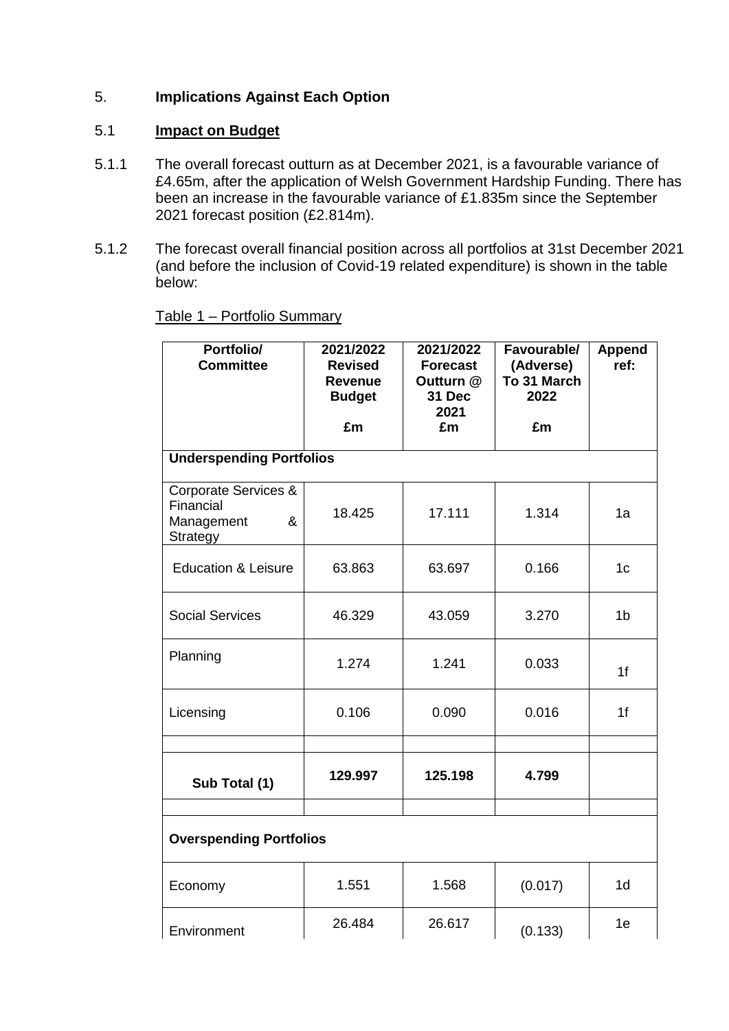## 5. **Implications Against Each Option**

### 5.1 **Impact on Budget**

5.1.1 The overall forecast outturn as at December 2021, is a favourable variance of £4.65m, after the application of Welsh Government Hardship Funding. There has been an increase in the favourable variance of £1.835m since the September 2021 forecast position (£2.814m).

5.1.2 The forecast overall financial position across all portfolios at 31st December 2021 (and before the inclusion of Covid-19 related expenditure) is shown in the table below:

Table 1 – Portfolio Summary

| Portfolio/ Committee | 2021/2022 Revised Revenue Budget £m | 2021/2022 Forecast Outturn @ 31 Dec 2021 £m | Favourable/ (Adverse) To 31 March 2022 £m | Append ref: |
|---|---|---|---|---|
| **Underspending Portfolios** | | | | |
| Corporate Services & Financial Management & Strategy | 18.425 | 17.111 | 1.314 | 1a |
| Education & Leisure | 63.863 | 63.697 | 0.166 | 1c |
| Social Services | 46.329 | 43.059 | 3.270 | 1b |
| Planning | 1.274 | 1.241 | 0.033 | 1f |
| Licensing | 0.106 | 0.090 | 0.016 | 1f |
| | | | | |
| **Sub Total (1)** | **129.997** | **125.198** | **4.799** | |
| | | | | |
| **Overspending Portfolios** | | | | |
| Economy | 1.551 | 1.568 | (0.017) | 1d |
| Environment | 26.484 | 26.617 | (0.133) | 1e |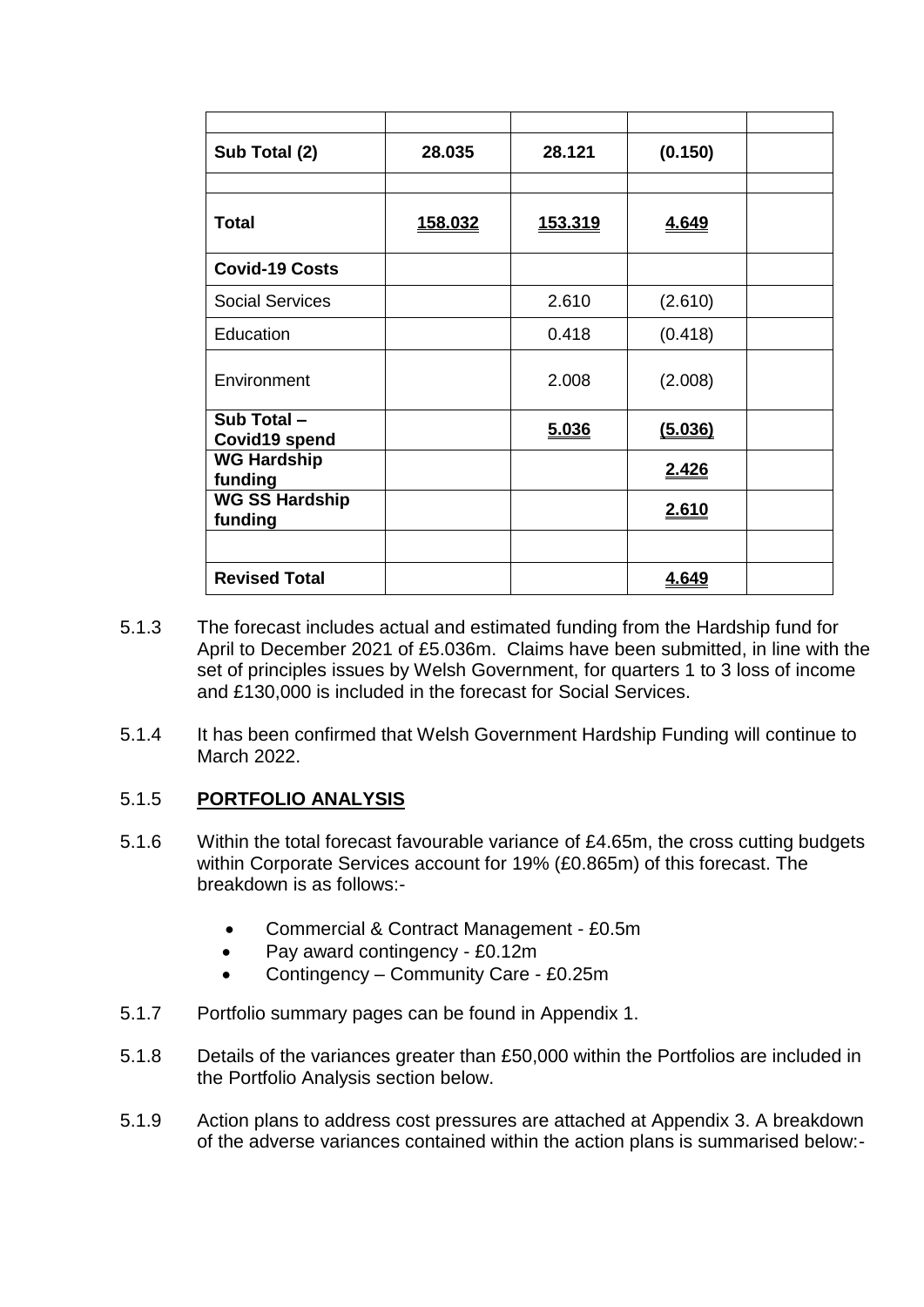| | | | | |
|---|---|---|---|---|
| **Sub Total (2)** | **28.035** | **28.121** | **(0.150)** | |
| | | | | |
| **Total** | **158.032** | **153.319** | **4.649** | |
| **Covid-19 Costs** | | | | |
| Social Services | | 2.610 | (2.610) | |
| Education | | 0.418 | (0.418) | |
| Environment | | 2.008 | (2.008) | |
| **Sub Total – Covid19 spend** | | **5.036** | **(5.036)** | |
| **WG Hardship funding** | | | **2.426** | |
| **WG SS Hardship funding** | | | **2.610** | |
| | | | | |
| **Revised Total** | | | **4.649** | |

5.1.3 The forecast includes actual and estimated funding from the Hardship fund for April to December 2021 of £5.036m. Claims have been submitted, in line with the set of principles issues by Welsh Government, for quarters 1 to 3 loss of income and £130,000 is included in the forecast for Social Services.

5.1.4 It has been confirmed that Welsh Government Hardship Funding will continue to March 2022.

5.1.5 **PORTFOLIO ANALYSIS**

5.1.6 Within the total forecast favourable variance of £4.65m, the cross cutting budgets within Corporate Services account for 19% (£0.865m) of this forecast. The breakdown is as follows:-

- Commercial & Contract Management - £0.5m
- Pay award contingency - £0.12m
- Contingency – Community Care - £0.25m

5.1.7 Portfolio summary pages can be found in Appendix 1.

5.1.8 Details of the variances greater than £50,000 within the Portfolios are included in the Portfolio Analysis section below.

5.1.9 Action plans to address cost pressures are attached at Appendix 3. A breakdown of the adverse variances contained within the action plans is summarised below:-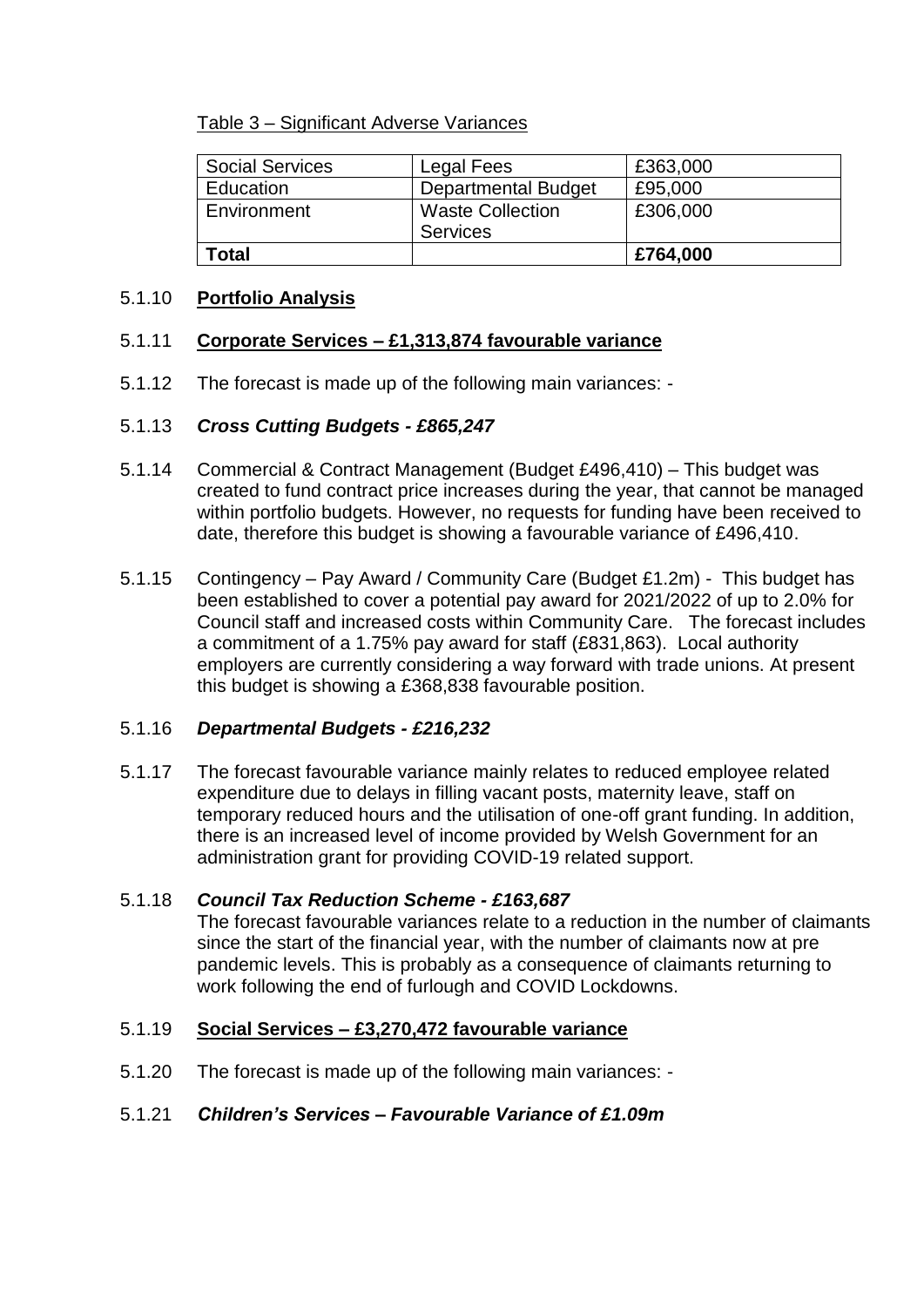Table 3 – Significant Adverse Variances

| Social Services | Legal Fees | £363,000 |
|---|---|---|
| Education | Departmental Budget | £95,000 |
| Environment | Waste Collection Services | £306,000 |
| **Total** | | **£764,000** |

5.1.10 **Portfolio Analysis**

5.1.11 **Corporate Services – £1,313,874 favourable variance**

5.1.12 The forecast is made up of the following main variances: -

5.1.13 ***Cross Cutting Budgets - £865,247***

5.1.14 Commercial & Contract Management (Budget £496,410) – This budget was created to fund contract price increases during the year, that cannot be managed within portfolio budgets. However, no requests for funding have been received to date, therefore this budget is showing a favourable variance of £496,410.

5.1.15 Contingency – Pay Award / Community Care (Budget £1.2m) - This budget has been established to cover a potential pay award for 2021/2022 of up to 2.0% for Council staff and increased costs within Community Care. The forecast includes a commitment of a 1.75% pay award for staff (£831,863). Local authority employers are currently considering a way forward with trade unions. At present this budget is showing a £368,838 favourable position.

5.1.16 ***Departmental Budgets - £216,232***

5.1.17 The forecast favourable variance mainly relates to reduced employee related expenditure due to delays in filling vacant posts, maternity leave, staff on temporary reduced hours and the utilisation of one-off grant funding. In addition, there is an increased level of income provided by Welsh Government for an administration grant for providing COVID-19 related support.

5.1.18 ***Council Tax Reduction Scheme - £163,687***
The forecast favourable variances relate to a reduction in the number of claimants since the start of the financial year, with the number of claimants now at pre pandemic levels. This is probably as a consequence of claimants returning to work following the end of furlough and COVID Lockdowns.

5.1.19 **Social Services – £3,270,472 favourable variance**

5.1.20 The forecast is made up of the following main variances: -

5.1.21 ***Children's Services – Favourable Variance of £1.09m***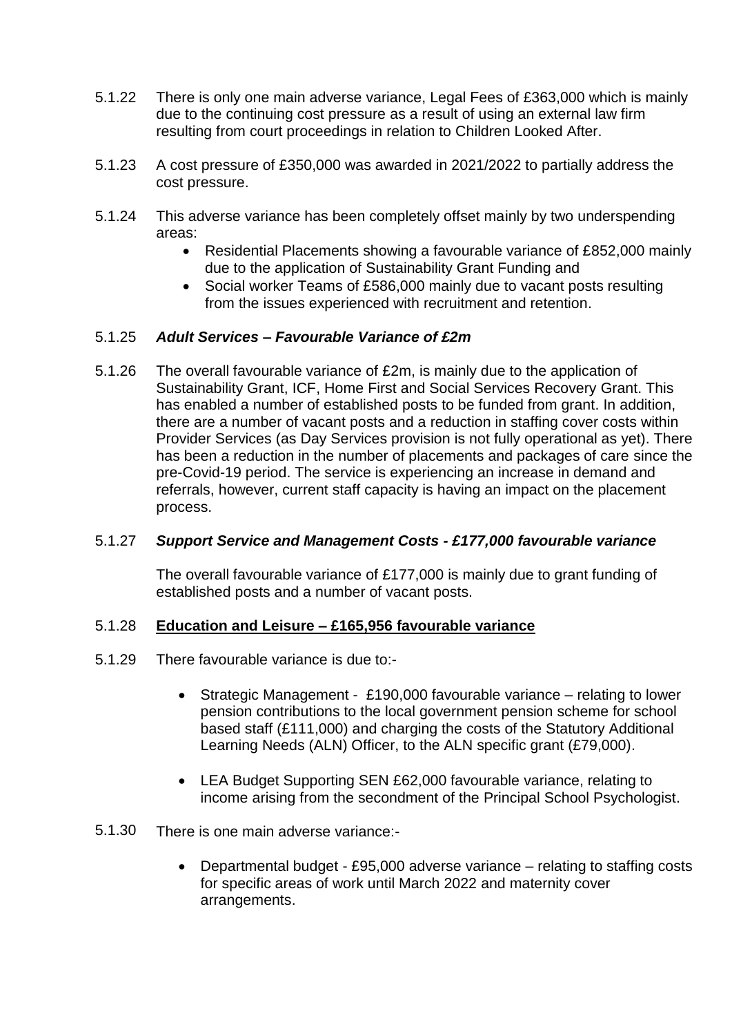5.1.22 There is only one main adverse variance, Legal Fees of £363,000 which is mainly due to the continuing cost pressure as a result of using an external law firm resulting from court proceedings in relation to Children Looked After.

5.1.23 A cost pressure of £350,000 was awarded in 2021/2022 to partially address the cost pressure.

5.1.24 This adverse variance has been completely offset mainly by two underspending areas:

- Residential Placements showing a favourable variance of £852,000 mainly due to the application of Sustainability Grant Funding and
- Social worker Teams of £586,000 mainly due to vacant posts resulting from the issues experienced with recruitment and retention.

5.1.25 ***Adult Services – Favourable Variance of £2m***

5.1.26 The overall favourable variance of £2m, is mainly due to the application of Sustainability Grant, ICF, Home First and Social Services Recovery Grant. This has enabled a number of established posts to be funded from grant. In addition, there are a number of vacant posts and a reduction in staffing cover costs within Provider Services (as Day Services provision is not fully operational as yet). There has been a reduction in the number of placements and packages of care since the pre-Covid-19 period. The service is experiencing an increase in demand and referrals, however, current staff capacity is having an impact on the placement process.

5.1.27 ***Support Service and Management Costs - £177,000 favourable variance***

The overall favourable variance of £177,000 is mainly due to grant funding of established posts and a number of vacant posts.

5.1.28 <u>**Education and Leisure – £165,956 favourable variance**</u>

5.1.29 There favourable variance is due to:-

- Strategic Management - £190,000 favourable variance – relating to lower pension contributions to the local government pension scheme for school based staff (£111,000) and charging the costs of the Statutory Additional Learning Needs (ALN) Officer, to the ALN specific grant (£79,000).

- LEA Budget Supporting SEN £62,000 favourable variance, relating to income arising from the secondment of the Principal School Psychologist.

5.1.30 There is one main adverse variance:-

- Departmental budget - £95,000 adverse variance – relating to staffing costs for specific areas of work until March 2022 and maternity cover arrangements.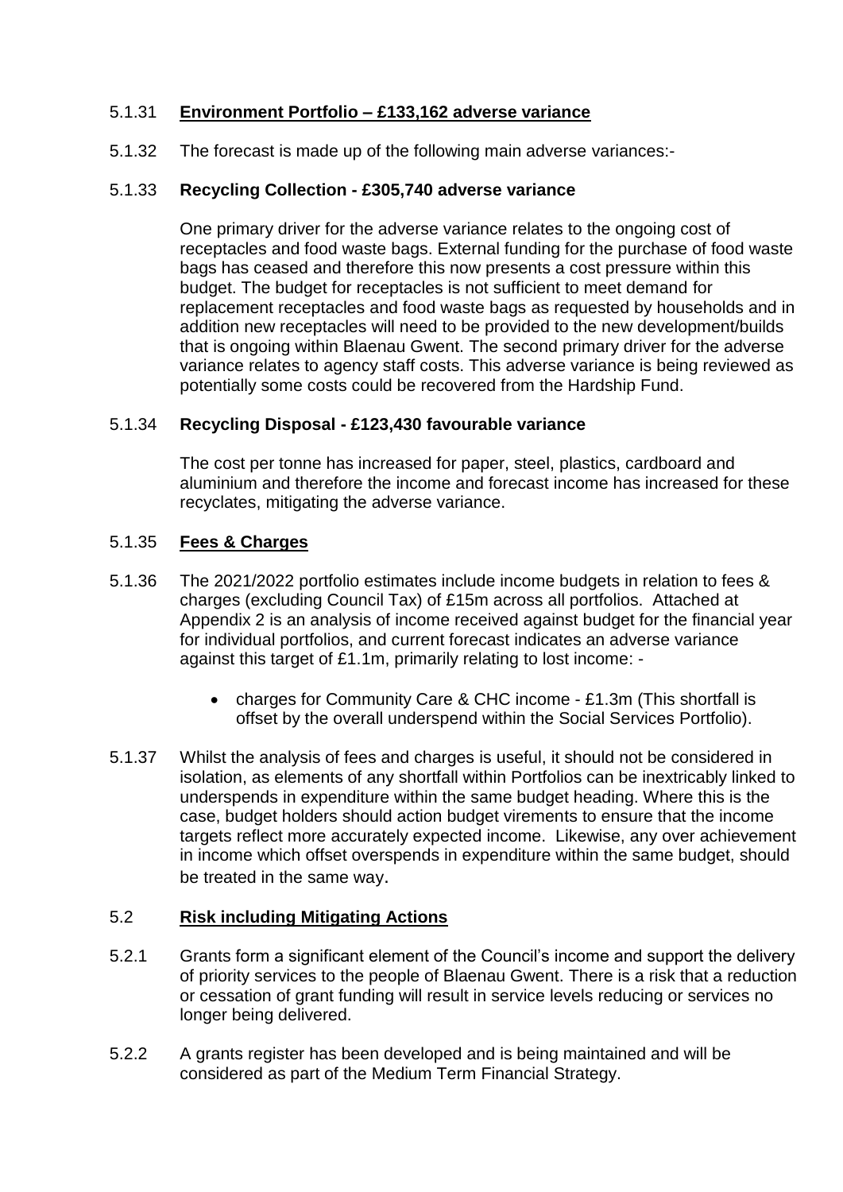5.1.31 **<u>Environment Portfolio – £133,162 adverse variance</u>**

5.1.32 The forecast is made up of the following main adverse variances:-

5.1.33 **Recycling Collection - £305,740 adverse variance**

One primary driver for the adverse variance relates to the ongoing cost of receptacles and food waste bags. External funding for the purchase of food waste bags has ceased and therefore this now presents a cost pressure within this budget. The budget for receptacles is not sufficient to meet demand for replacement receptacles and food waste bags as requested by households and in addition new receptacles will need to be provided to the new development/builds that is ongoing within Blaenau Gwent. The second primary driver for the adverse variance relates to agency staff costs. This adverse variance is being reviewed as potentially some costs could be recovered from the Hardship Fund.

5.1.34 **Recycling Disposal - £123,430 favourable variance**

The cost per tonne has increased for paper, steel, plastics, cardboard and aluminium and therefore the income and forecast income has increased for these recyclates, mitigating the adverse variance.

5.1.35 **<u>Fees & Charges</u>**

5.1.36 The 2021/2022 portfolio estimates include income budgets in relation to fees & charges (excluding Council Tax) of £15m across all portfolios. Attached at Appendix 2 is an analysis of income received against budget for the financial year for individual portfolios, and current forecast indicates an adverse variance against this target of £1.1m, primarily relating to lost income: -

- charges for Community Care & CHC income - £1.3m (This shortfall is offset by the overall underspend within the Social Services Portfolio).

5.1.37 Whilst the analysis of fees and charges is useful, it should not be considered in isolation, as elements of any shortfall within Portfolios can be inextricably linked to underspends in expenditure within the same budget heading. Where this is the case, budget holders should action budget virements to ensure that the income targets reflect more accurately expected income. Likewise, any over achievement in income which offset overspends in expenditure within the same budget, should be treated in the same way.

## 5.2 <u>Risk including Mitigating Actions</u>

5.2.1 Grants form a significant element of the Council's income and support the delivery of priority services to the people of Blaenau Gwent. There is a risk that a reduction or cessation of grant funding will result in service levels reducing or services no longer being delivered.

5.2.2 A grants register has been developed and is being maintained and will be considered as part of the Medium Term Financial Strategy.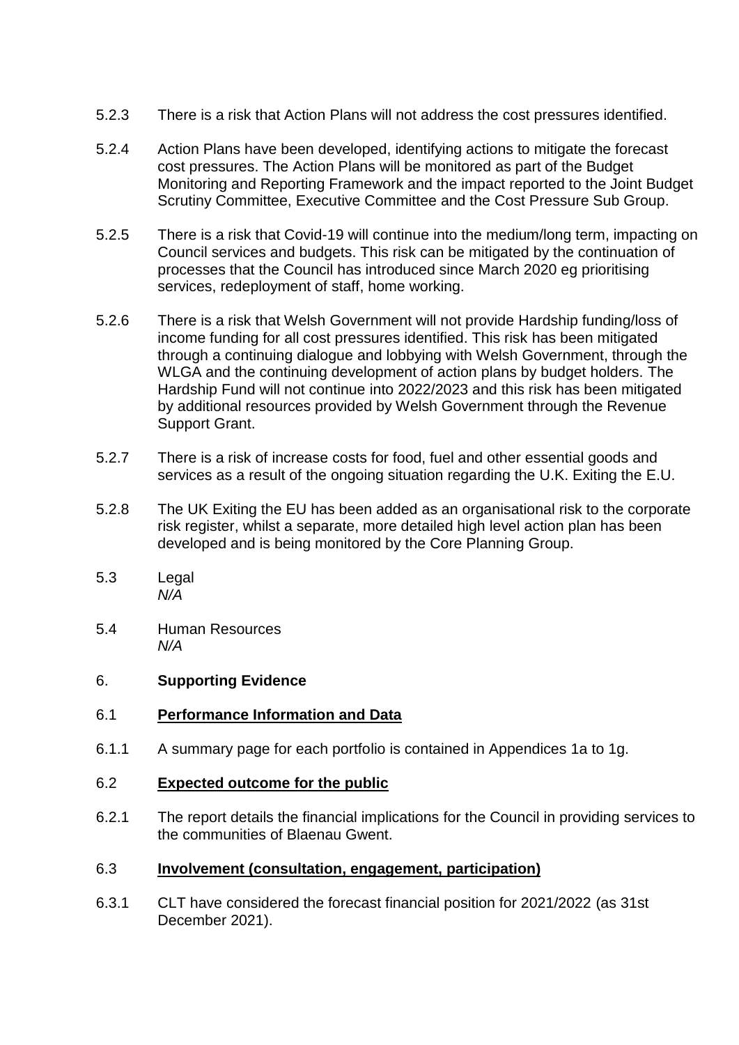5.2.3 There is a risk that Action Plans will not address the cost pressures identified.

5.2.4 Action Plans have been developed, identifying actions to mitigate the forecast cost pressures. The Action Plans will be monitored as part of the Budget Monitoring and Reporting Framework and the impact reported to the Joint Budget Scrutiny Committee, Executive Committee and the Cost Pressure Sub Group.

5.2.5 There is a risk that Covid-19 will continue into the medium/long term, impacting on Council services and budgets. This risk can be mitigated by the continuation of processes that the Council has introduced since March 2020 eg prioritising services, redeployment of staff, home working.

5.2.6 There is a risk that Welsh Government will not provide Hardship funding/loss of income funding for all cost pressures identified. This risk has been mitigated through a continuing dialogue and lobbying with Welsh Government, through the WLGA and the continuing development of action plans by budget holders. The Hardship Fund will not continue into 2022/2023 and this risk has been mitigated by additional resources provided by Welsh Government through the Revenue Support Grant.

5.2.7 There is a risk of increase costs for food, fuel and other essential goods and services as a result of the ongoing situation regarding the U.K. Exiting the E.U.

5.2.8 The UK Exiting the EU has been added as an organisational risk to the corporate risk register, whilst a separate, more detailed high level action plan has been developed and is being monitored by the Core Planning Group.

5.3 Legal
*N/A*

5.4 Human Resources
*N/A*

## 6. **Supporting Evidence**

### 6.1 **Performance Information and Data**

6.1.1 A summary page for each portfolio is contained in Appendices 1a to 1g.

### 6.2 **Expected outcome for the public**

6.2.1 The report details the financial implications for the Council in providing services to the communities of Blaenau Gwent.

### 6.3 **Involvement (consultation, engagement, participation)**

6.3.1 CLT have considered the forecast financial position for 2021/2022 (as 31st December 2021).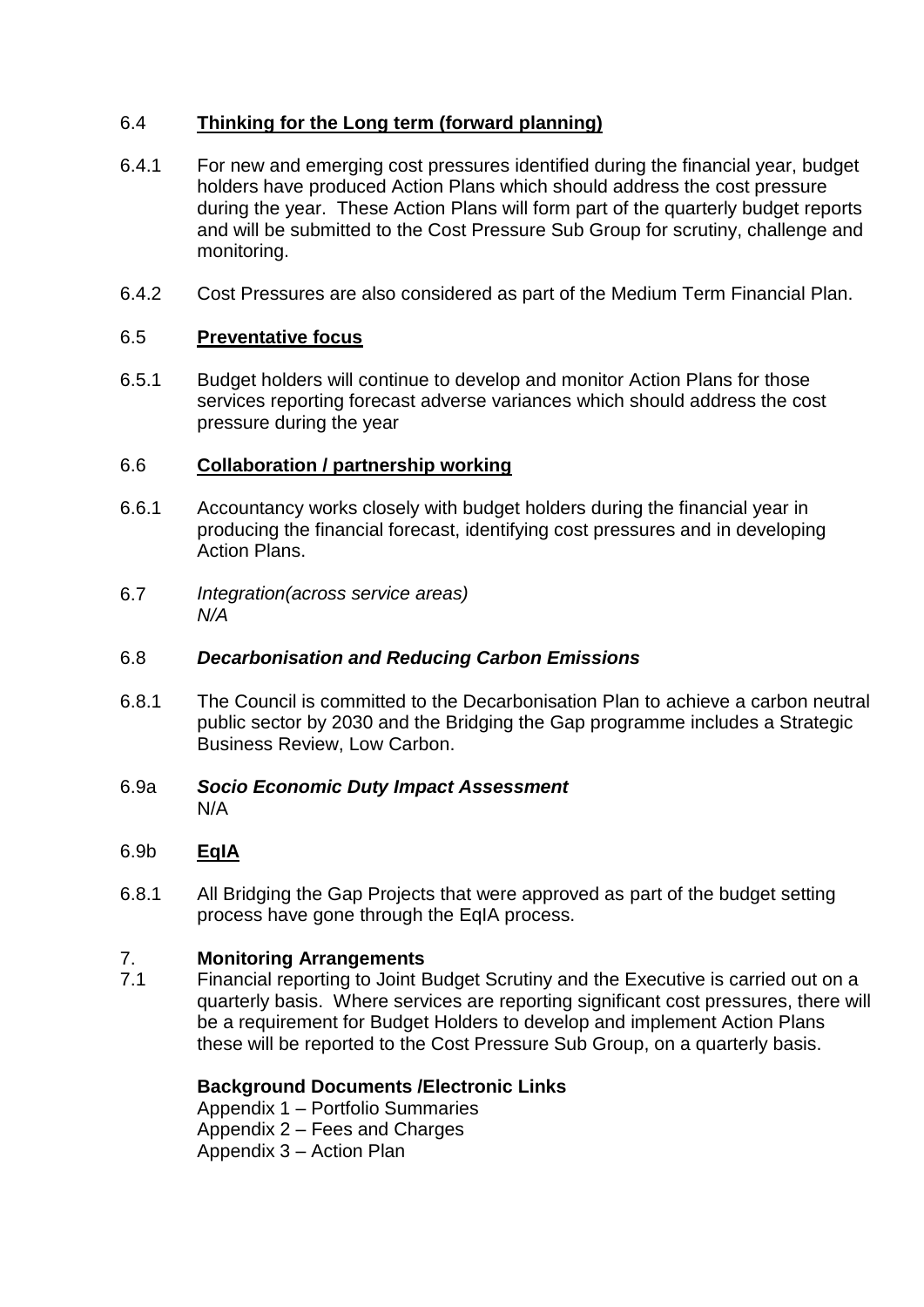6.4 **Thinking for the Long term (forward planning)**

6.4.1 For new and emerging cost pressures identified during the financial year, budget holders have produced Action Plans which should address the cost pressure during the year. These Action Plans will form part of the quarterly budget reports and will be submitted to the Cost Pressure Sub Group for scrutiny, challenge and monitoring.

6.4.2 Cost Pressures are also considered as part of the Medium Term Financial Plan.

6.5 **Preventative focus**

6.5.1 Budget holders will continue to develop and monitor Action Plans for those services reporting forecast adverse variances which should address the cost pressure during the year

6.6 **Collaboration / partnership working**

6.6.1 Accountancy works closely with budget holders during the financial year in producing the financial forecast, identifying cost pressures and in developing Action Plans.

6.7 *Integration(across service areas)*
*N/A*

6.8 ***Decarbonisation and Reducing Carbon Emissions***

6.8.1 The Council is committed to the Decarbonisation Plan to achieve a carbon neutral public sector by 2030 and the Bridging the Gap programme includes a Strategic Business Review, Low Carbon.

6.9a ***Socio Economic Duty Impact Assessment***
N/A

6.9b **EqIA**

6.8.1 All Bridging the Gap Projects that were approved as part of the budget setting process have gone through the EqIA process.

7. **Monitoring Arrangements**

7.1 Financial reporting to Joint Budget Scrutiny and the Executive is carried out on a quarterly basis. Where services are reporting significant cost pressures, there will be a requirement for Budget Holders to develop and implement Action Plans these will be reported to the Cost Pressure Sub Group, on a quarterly basis.

**Background Documents /Electronic Links**

Appendix 1 – Portfolio Summaries
Appendix 2 – Fees and Charges
Appendix 3 – Action Plan